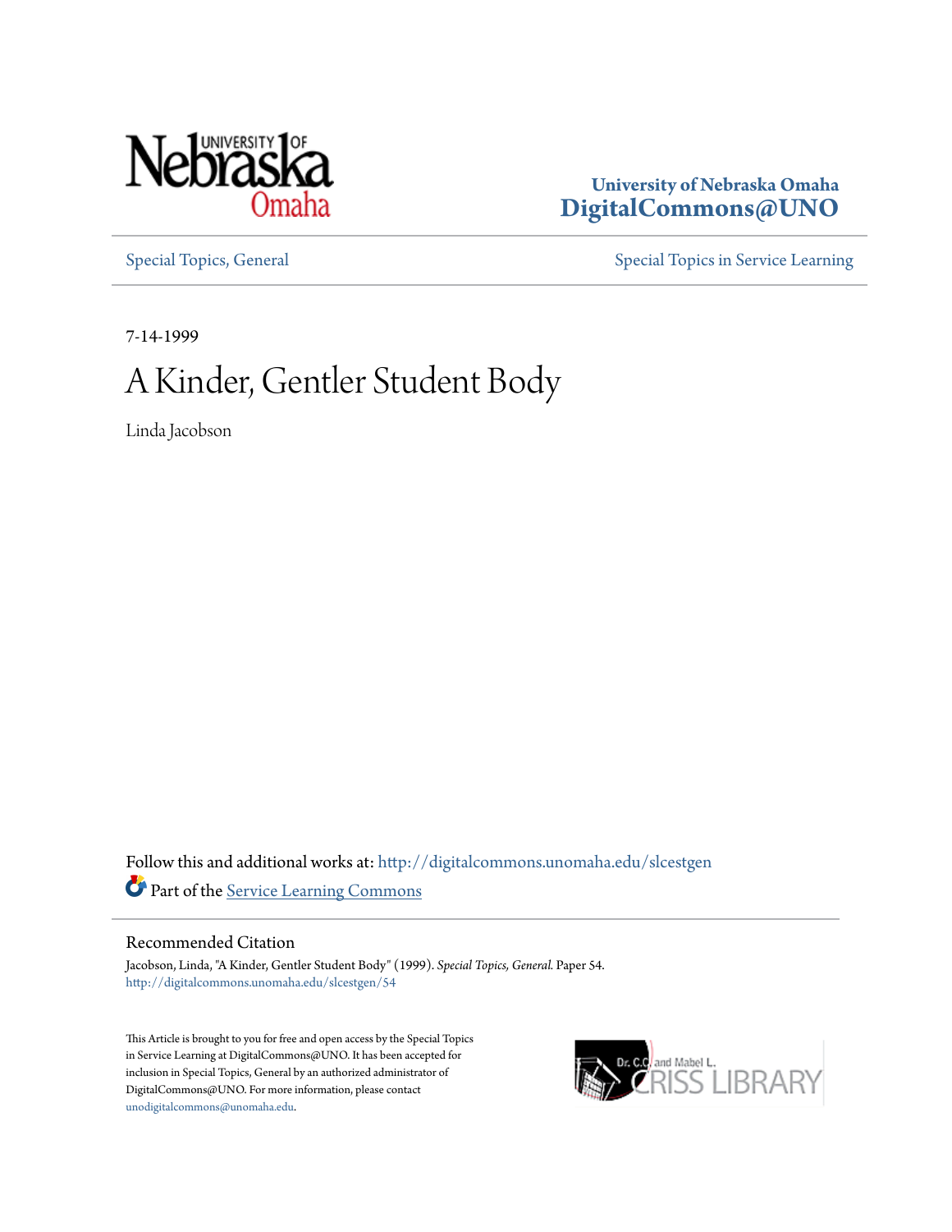University of Nebraska Omaha
**DigitalCommons@UNO**

Special Topics, General

Special Topics in Service Learning

7-14-1999

# A Kinder, Gentler Student Body

Linda Jacobson

Follow this and additional works at: http://digitalcommons.unomaha.edu/slcestgen

Part of the Service Learning Commons

## Recommended Citation

Jacobson, Linda, "A Kinder, Gentler Student Body" (1999). *Special Topics, General.* Paper 54.
http://digitalcommons.unomaha.edu/slcestgen/54

This Article is brought to you for free and open access by the Special Topics in Service Learning at DigitalCommons@UNO. It has been accepted for inclusion in Special Topics, General by an authorized administrator of DigitalCommons@UNO. For more information, please contact unodigitalcommons@unomaha.edu.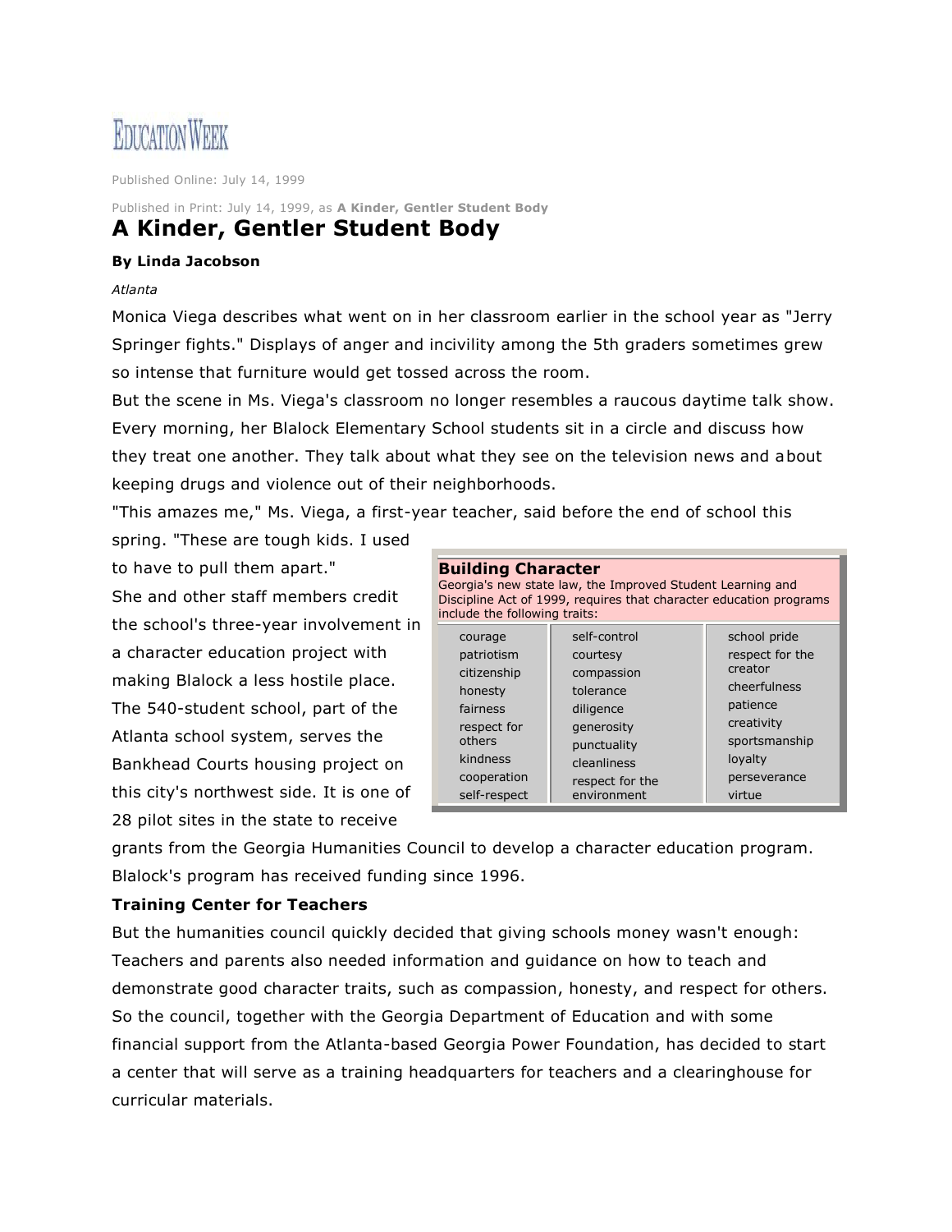EDUCATION WEEK

Published Online: July 14, 1999

Published in Print: July 14, 1999, as **A Kinder, Gentler Student Body**

# A Kinder, Gentler Student Body

**By Linda Jacobson**

*Atlanta*

Monica Viega describes what went on in her classroom earlier in the school year as "Jerry Springer fights." Displays of anger and incivility among the 5th graders sometimes grew so intense that furniture would get tossed across the room.

But the scene in Ms. Viega's classroom no longer resembles a raucous daytime talk show. Every morning, her Blalock Elementary School students sit in a circle and discuss how they treat one another. They talk about what they see on the television news and about keeping drugs and violence out of their neighborhoods.

"This amazes me," Ms. Viega, a first-year teacher, said before the end of school this spring. "These are tough kids. I used to have to pull them apart."

She and other staff members credit the school's three-year involvement in a character education project with making Blalock a less hostile place. The 540-student school, part of the Atlanta school system, serves the Bankhead Courts housing project on this city's northwest side. It is one of 28 pilot sites in the state to receive grants from the Georgia Humanities Council to develop a character education program. Blalock's program has received funding since 1996.

**Building Character**

Georgia's new state law, the Improved Student Learning and Discipline Act of 1999, requires that character education programs include the following traits:

| | | |
|---|---|---|
| courage | self-control | school pride |
| patriotism | courtesy | respect for the creator |
| citizenship | compassion | cheerfulness |
| honesty | tolerance | patience |
| fairness | diligence | creativity |
| respect for others | generosity | sportsmanship |
| kindness | punctuality | loyalty |
| cooperation | cleanliness | perseverance |
| self-respect | respect for the environment | virtue |

### Training Center for Teachers

But the humanities council quickly decided that giving schools money wasn't enough: Teachers and parents also needed information and guidance on how to teach and demonstrate good character traits, such as compassion, honesty, and respect for others. So the council, together with the Georgia Department of Education and with some financial support from the Atlanta-based Georgia Power Foundation, has decided to start a center that will serve as a training headquarters for teachers and a clearinghouse for curricular materials.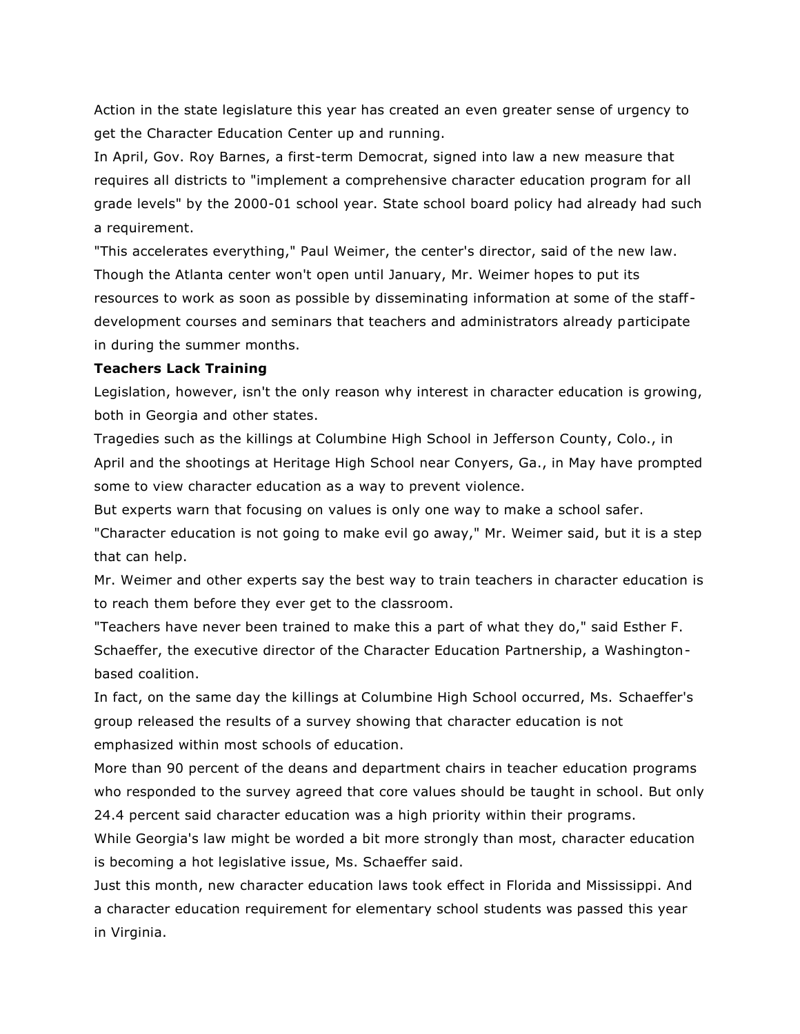Action in the state legislature this year has created an even greater sense of urgency to get the Character Education Center up and running.

In April, Gov. Roy Barnes, a first-term Democrat, signed into law a new measure that requires all districts to "implement a comprehensive character education program for all grade levels" by the 2000-01 school year. State school board policy had already had such a requirement.

"This accelerates everything," Paul Weimer, the center's director, said of the new law. Though the Atlanta center won't open until January, Mr. Weimer hopes to put its resources to work as soon as possible by disseminating information at some of the staff-development courses and seminars that teachers and administrators already participate in during the summer months.

**Teachers Lack Training**

Legislation, however, isn't the only reason why interest in character education is growing, both in Georgia and other states.

Tragedies such as the killings at Columbine High School in Jefferson County, Colo., in April and the shootings at Heritage High School near Conyers, Ga., in May have prompted some to view character education as a way to prevent violence.

But experts warn that focusing on values is only one way to make a school safer.

"Character education is not going to make evil go away," Mr. Weimer said, but it is a step that can help.

Mr. Weimer and other experts say the best way to train teachers in character education is to reach them before they ever get to the classroom.

"Teachers have never been trained to make this a part of what they do," said Esther F. Schaeffer, the executive director of the Character Education Partnership, a Washington-based coalition.

In fact, on the same day the killings at Columbine High School occurred, Ms. Schaeffer's group released the results of a survey showing that character education is not emphasized within most schools of education.

More than 90 percent of the deans and department chairs in teacher education programs who responded to the survey agreed that core values should be taught in school. But only 24.4 percent said character education was a high priority within their programs.

While Georgia's law might be worded a bit more strongly than most, character education is becoming a hot legislative issue, Ms. Schaeffer said.

Just this month, new character education laws took effect in Florida and Mississippi. And a character education requirement for elementary school students was passed this year in Virginia.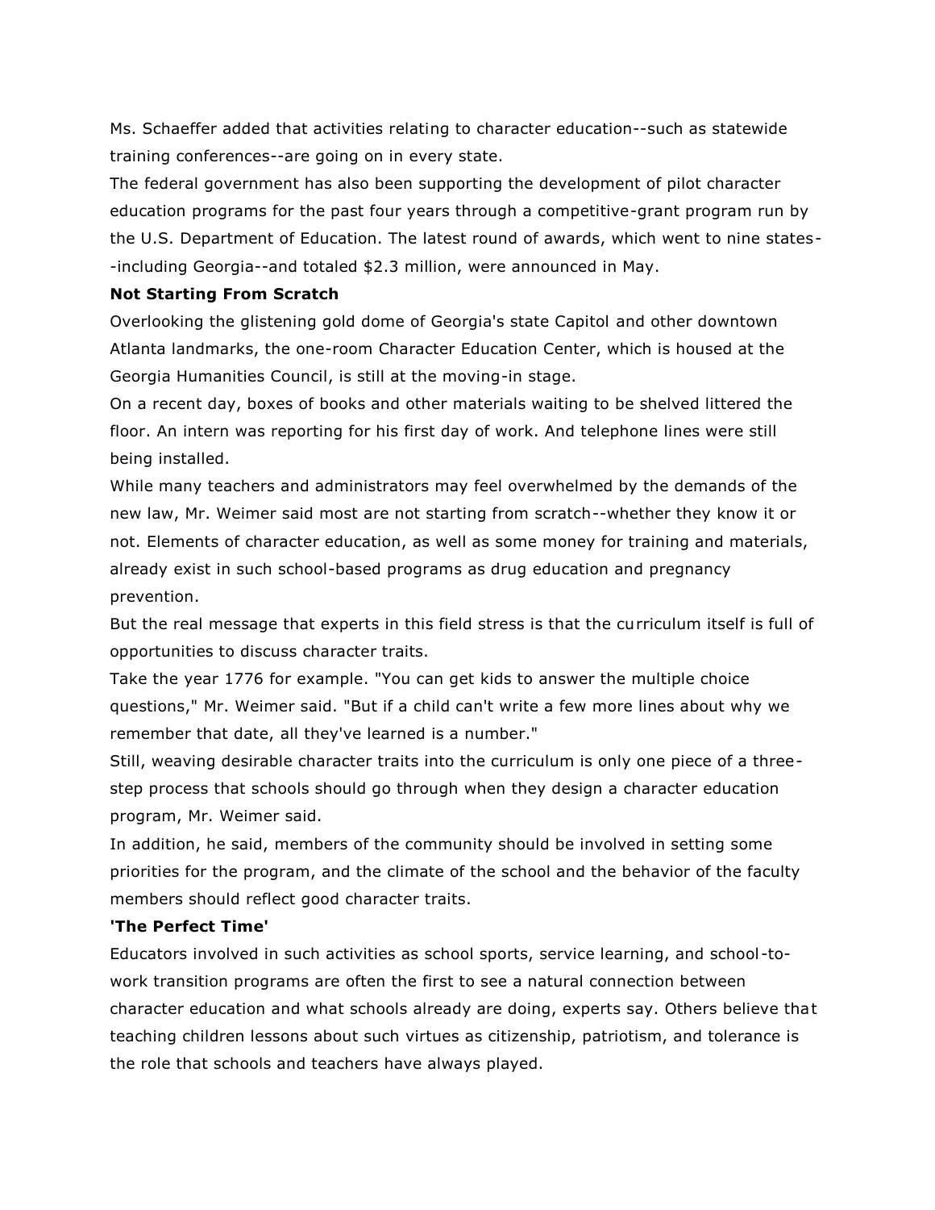Ms. Schaeffer added that activities relating to character education--such as statewide training conferences--are going on in every state.

The federal government has also been supporting the development of pilot character education programs for the past four years through a competitive-grant program run by the U.S. Department of Education. The latest round of awards, which went to nine states--including Georgia--and totaled $2.3 million, were announced in May.

**Not Starting From Scratch**

Overlooking the glistening gold dome of Georgia's state Capitol and other downtown Atlanta landmarks, the one-room Character Education Center, which is housed at the Georgia Humanities Council, is still at the moving-in stage.

On a recent day, boxes of books and other materials waiting to be shelved littered the floor. An intern was reporting for his first day of work. And telephone lines were still being installed.

While many teachers and administrators may feel overwhelmed by the demands of the new law, Mr. Weimer said most are not starting from scratch--whether they know it or not. Elements of character education, as well as some money for training and materials, already exist in such school-based programs as drug education and pregnancy prevention.

But the real message that experts in this field stress is that the curriculum itself is full of opportunities to discuss character traits.

Take the year 1776 for example. "You can get kids to answer the multiple choice questions," Mr. Weimer said. "But if a child can't write a few more lines about why we remember that date, all they've learned is a number."

Still, weaving desirable character traits into the curriculum is only one piece of a three-step process that schools should go through when they design a character education program, Mr. Weimer said.

In addition, he said, members of the community should be involved in setting some priorities for the program, and the climate of the school and the behavior of the faculty members should reflect good character traits.

**'The Perfect Time'**

Educators involved in such activities as school sports, service learning, and school-to-work transition programs are often the first to see a natural connection between character education and what schools already are doing, experts say. Others believe that teaching children lessons about such virtues as citizenship, patriotism, and tolerance is the role that schools and teachers have always played.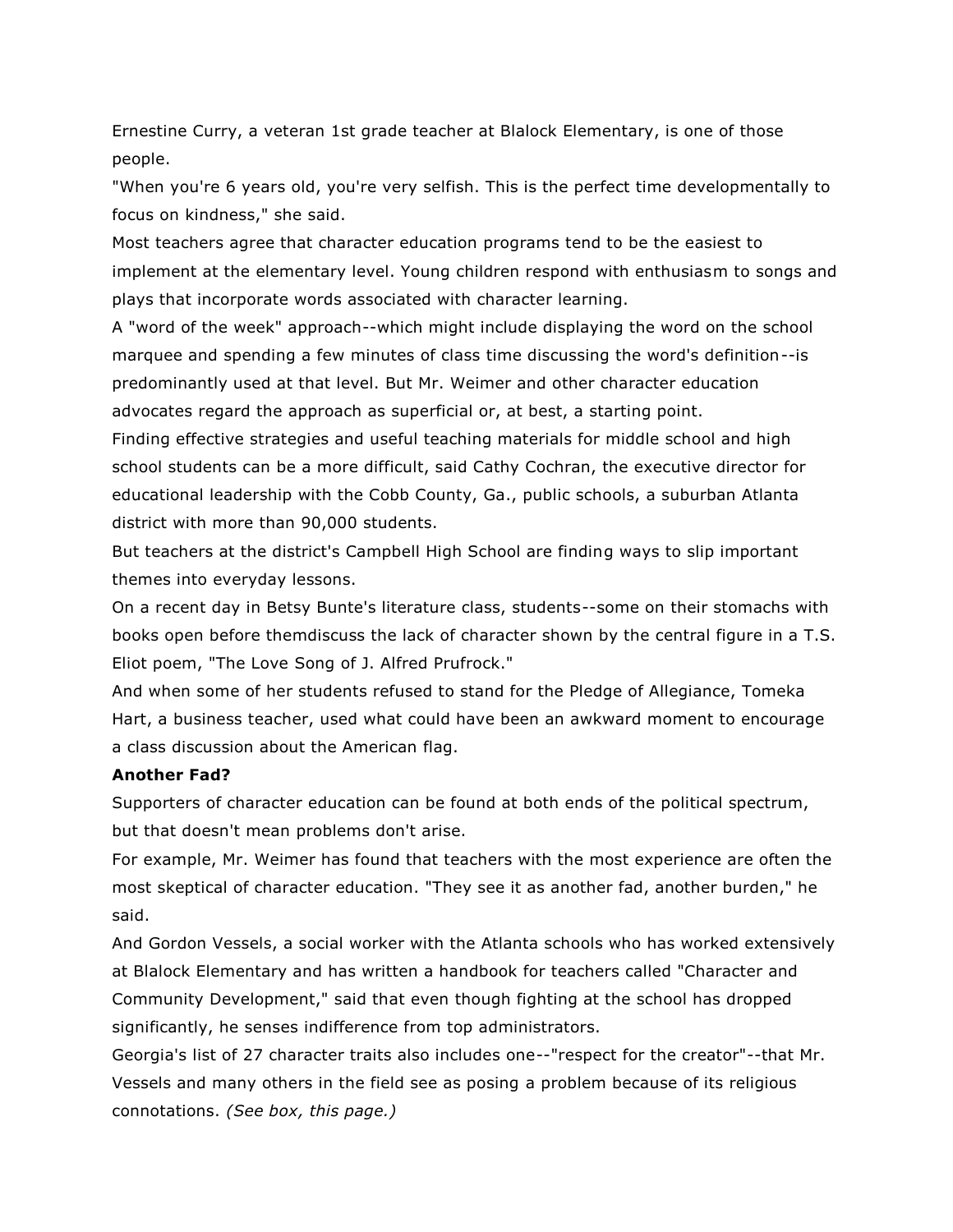Ernestine Curry, a veteran 1st grade teacher at Blalock Elementary, is one of those people.

"When you're 6 years old, you're very selfish. This is the perfect time developmentally to focus on kindness," she said.

Most teachers agree that character education programs tend to be the easiest to implement at the elementary level. Young children respond with enthusiasm to songs and plays that incorporate words associated with character learning.

A "word of the week" approach--which might include displaying the word on the school marquee and spending a few minutes of class time discussing the word's definition--is predominantly used at that level. But Mr. Weimer and other character education advocates regard the approach as superficial or, at best, a starting point.

Finding effective strategies and useful teaching materials for middle school and high school students can be a more difficult, said Cathy Cochran, the executive director for educational leadership with the Cobb County, Ga., public schools, a suburban Atlanta district with more than 90,000 students.

But teachers at the district's Campbell High School are finding ways to slip important themes into everyday lessons.

On a recent day in Betsy Bunte's literature class, students--some on their stomachs with books open before themdiscuss the lack of character shown by the central figure in a T.S. Eliot poem, "The Love Song of J. Alfred Prufrock."

And when some of her students refused to stand for the Pledge of Allegiance, Tomeka Hart, a business teacher, used what could have been an awkward moment to encourage a class discussion about the American flag.

**Another Fad?**

Supporters of character education can be found at both ends of the political spectrum, but that doesn't mean problems don't arise.

For example, Mr. Weimer has found that teachers with the most experience are often the most skeptical of character education. "They see it as another fad, another burden," he said.

And Gordon Vessels, a social worker with the Atlanta schools who has worked extensively at Blalock Elementary and has written a handbook for teachers called "Character and Community Development," said that even though fighting at the school has dropped significantly, he senses indifference from top administrators.

Georgia's list of 27 character traits also includes one--"respect for the creator"--that Mr. Vessels and many others in the field see as posing a problem because of its religious connotations. *(See box, this page.)*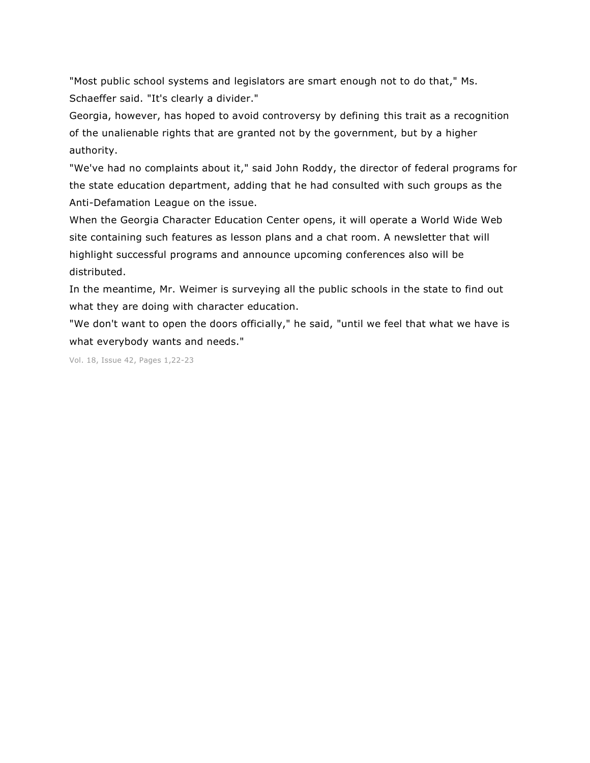"Most public school systems and legislators are smart enough not to do that," Ms. Schaeffer said. "It's clearly a divider."

Georgia, however, has hoped to avoid controversy by defining this trait as a recognition of the unalienable rights that are granted not by the government, but by a higher authority.

"We've had no complaints about it," said John Roddy, the director of federal programs for the state education department, adding that he had consulted with such groups as the Anti-Defamation League on the issue.

When the Georgia Character Education Center opens, it will operate a World Wide Web site containing such features as lesson plans and a chat room. A newsletter that will highlight successful programs and announce upcoming conferences also will be distributed.

In the meantime, Mr. Weimer is surveying all the public schools in the state to find out what they are doing with character education.

"We don't want to open the doors officially," he said, "until we feel that what we have is what everybody wants and needs."

Vol. 18, Issue 42, Pages 1,22-23